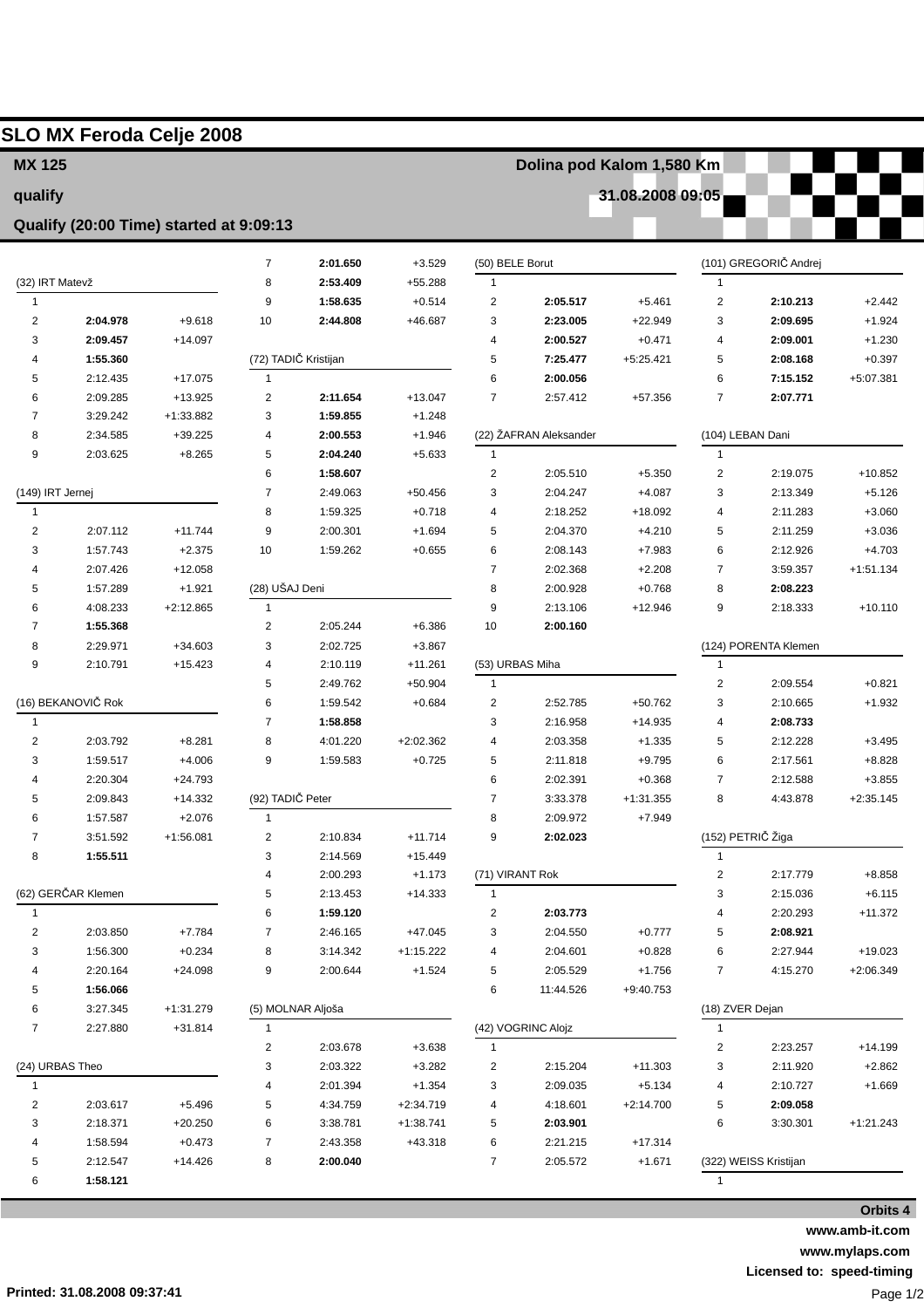# SLO MX Feroda Celje 2008

**MX 125** — **Dolina pod Kalom 1,580 Km**

**qualify** — **31.08.2008 09:05**

**Qualify (20:00 Time) started at 9:09:13**

### (32) IRT Matevž

| Lap | Time | Diff |
|---|---|---|
| 1 | | |
| 2 | **2:04.978** | +9.618 |
| 3 | **2:09.457** | +14.097 |
| 4 | **1:55.360** | |
| 5 | 2:12.435 | +17.075 |
| 6 | 2:09.285 | +13.925 |
| 7 | 3:29.242 | +1:33.882 |
| 8 | 2:34.585 | +39.225 |
| 9 | 2:03.625 | +8.265 |

### (149) IRT Jernej

| Lap | Time | Diff |
|---|---|---|
| 1 | | |
| 2 | 2:07.112 | +11.744 |
| 3 | 1:57.743 | +2.375 |
| 4 | 2:07.426 | +12.058 |
| 5 | 1:57.289 | +1.921 |
| 6 | 4:08.233 | +2:12.865 |
| 7 | **1:55.368** | |
| 8 | 2:29.971 | +34.603 |
| 9 | 2:10.791 | +15.423 |

### (16) BEKANOVIČ Rok

| Lap | Time | Diff |
|---|---|---|
| 1 | | |
| 2 | 2:03.792 | +8.281 |
| 3 | 1:59.517 | +4.006 |
| 4 | 2:20.304 | +24.793 |
| 5 | 2:09.843 | +14.332 |
| 6 | 1:57.587 | +2.076 |
| 7 | 3:51.592 | +1:56.081 |
| 8 | **1:55.511** | |

### (62) GERČAR Klemen

| Lap | Time | Diff |
|---|---|---|
| 1 | | |
| 2 | 2:03.850 | +7.784 |
| 3 | 1:56.300 | +0.234 |
| 4 | 2:20.164 | +24.098 |
| 5 | **1:56.066** | |
| 6 | 3:27.345 | +1:31.279 |
| 7 | 2:27.880 | +31.814 |

### (24) URBAS Theo

| Lap | Time | Diff |
|---|---|---|
| 1 | | |
| 2 | 2:03.617 | +5.496 |
| 3 | 2:18.371 | +20.250 |
| 4 | 1:58.594 | +0.473 |
| 5 | 2:12.547 | +14.426 |
| 6 | **1:58.121** | |
| 7 | **2:01.650** | +3.529 |
| 8 | **2:53.409** | +55.288 |
| 9 | **1:58.635** | +0.514 |
| 10 | **2:44.808** | +46.687 |

### (72) TADIČ Kristijan

| Lap | Time | Diff |
|---|---|---|
| 1 | | |
| 2 | **2:11.654** | +13.047 |
| 3 | **1:59.855** | +1.248 |
| 4 | **2:00.553** | +1.946 |
| 5 | **2:04.240** | +5.633 |
| 6 | **1:58.607** | |
| 7 | 2:49.063 | +50.456 |
| 8 | 1:59.325 | +0.718 |
| 9 | 2:00.301 | +1.694 |
| 10 | 1:59.262 | +0.655 |

### (28) UŠAJ Deni

| Lap | Time | Diff |
|---|---|---|
| 1 | | |
| 2 | 2:05.244 | +6.386 |
| 3 | 2:02.725 | +3.867 |
| 4 | 2:10.119 | +11.261 |
| 5 | 2:49.762 | +50.904 |
| 6 | 1:59.542 | +0.684 |
| 7 | **1:58.858** | |
| 8 | 4:01.220 | +2:02.362 |
| 9 | 1:59.583 | +0.725 |

### (92) TADIČ Peter

| Lap | Time | Diff |
|---|---|---|
| 1 | | |
| 2 | 2:10.834 | +11.714 |
| 3 | 2:14.569 | +15.449 |
| 4 | 2:00.293 | +1.173 |
| 5 | 2:13.453 | +14.333 |
| 6 | **1:59.120** | |
| 7 | 2:46.165 | +47.045 |
| 8 | 3:14.342 | +1:15.222 |
| 9 | 2:00.644 | +1.524 |

### (5) MOLNAR Aljoša

| Lap | Time | Diff |
|---|---|---|
| 1 | | |
| 2 | 2:03.678 | +3.638 |
| 3 | 2:03.322 | +3.282 |
| 4 | 2:01.394 | +1.354 |
| 5 | 4:34.759 | +2:34.719 |
| 6 | 3:38.781 | +1:38.741 |
| 7 | 2:43.358 | +43.318 |
| 8 | **2:00.040** | |

### (50) BELE Borut

| Lap | Time | Diff |
|---|---|---|
| 1 | | |
| 2 | **2:05.517** | +5.461 |
| 3 | **2:23.005** | +22.949 |
| 4 | **2:00.527** | +0.471 |
| 5 | **7:25.477** | +5:25.421 |
| 6 | **2:00.056** | |
| 7 | 2:57.412 | +57.356 |

### (22) ŽAFRAN Aleksander

| Lap | Time | Diff |
|---|---|---|
| 1 | | |
| 2 | 2:05.510 | +5.350 |
| 3 | 2:04.247 | +4.087 |
| 4 | 2:18.252 | +18.092 |
| 5 | 2:04.370 | +4.210 |
| 6 | 2:08.143 | +7.983 |
| 7 | 2:02.368 | +2.208 |
| 8 | 2:00.928 | +0.768 |
| 9 | 2:13.106 | +12.946 |
| 10 | **2:00.160** | |

### (53) URBAS Miha

| Lap | Time | Diff |
|---|---|---|
| 1 | | |
| 2 | 2:52.785 | +50.762 |
| 3 | 2:16.958 | +14.935 |
| 4 | 2:03.358 | +1.335 |
| 5 | 2:11.818 | +9.795 |
| 6 | 2:02.391 | +0.368 |
| 7 | 3:33.378 | +1:31.355 |
| 8 | 2:09.972 | +7.949 |
| 9 | **2:02.023** | |

### (71) VIRANT Rok

| Lap | Time | Diff |
|---|---|---|
| 1 | | |
| 2 | **2:03.773** | |
| 3 | 2:04.550 | +0.777 |
| 4 | 2:04.601 | +0.828 |
| 5 | 2:05.529 | +1.756 |
| 6 | 11:44.526 | +9:40.753 |

### (42) VOGRINC Alojz

| Lap | Time | Diff |
|---|---|---|
| 1 | | |
| 2 | 2:15.204 | +11.303 |
| 3 | 2:09.035 | +5.134 |
| 4 | 4:18.601 | +2:14.700 |
| 5 | **2:03.901** | |
| 6 | 2:21.215 | +17.314 |
| 7 | 2:05.572 | +1.671 |

### (101) GREGORIČ Andrej

| Lap | Time | Diff |
|---|---|---|
| 1 | | |
| 2 | **2:10.213** | +2.442 |
| 3 | **2:09.695** | +1.924 |
| 4 | **2:09.001** | +1.230 |
| 5 | **2:08.168** | +0.397 |
| 6 | **7:15.152** | +5:07.381 |
| 7 | **2:07.771** | |

### (104) LEBAN Dani

| Lap | Time | Diff |
|---|---|---|
| 1 | | |
| 2 | 2:19.075 | +10.852 |
| 3 | 2:13.349 | +5.126 |
| 4 | 2:11.283 | +3.060 |
| 5 | 2:11.259 | +3.036 |
| 6 | 2:12.926 | +4.703 |
| 7 | 3:59.357 | +1:51.134 |
| 8 | **2:08.223** | |
| 9 | 2:18.333 | +10.110 |

### (124) PORENTA Klemen

| Lap | Time | Diff |
|---|---|---|
| 1 | | |
| 2 | 2:09.554 | +0.821 |
| 3 | 2:10.665 | +1.932 |
| 4 | **2:08.733** | |
| 5 | 2:12.228 | +3.495 |
| 6 | 2:17.561 | +8.828 |
| 7 | 2:12.588 | +3.855 |
| 8 | 4:43.878 | +2:35.145 |

### (152) PETRIČ Žiga

| Lap | Time | Diff |
|---|---|---|
| 1 | | |
| 2 | 2:17.779 | +8.858 |
| 3 | 2:15.036 | +6.115 |
| 4 | 2:20.293 | +11.372 |
| 5 | **2:08.921** | |
| 6 | 2:27.944 | +19.023 |
| 7 | 4:15.270 | +2:06.349 |

### (18) ZVER Dejan

| Lap | Time | Diff |
|---|---|---|
| 1 | | |
| 2 | 2:23.257 | +14.199 |
| 3 | 2:11.920 | +2.862 |
| 4 | 2:10.727 | +1.669 |
| 5 | **2:09.058** | |
| 6 | 3:30.301 | +1:21.243 |

### (322) WEISS Kristijan

| Lap | Time | Diff |
|---|---|---|
| 1 | | |

**Orbits 4**

**www.amb-it.com**

**www.mylaps.com**

**Licensed to: speed-timing**

**Printed: 31.08.2008 09:37:41**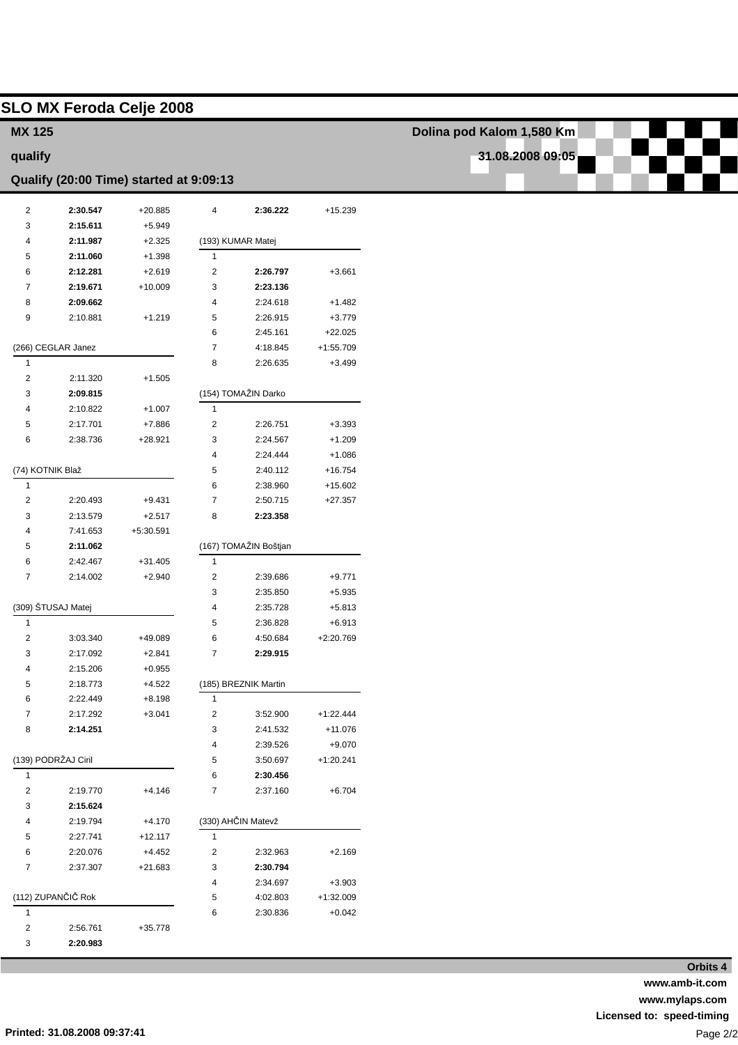# SLO MX Feroda Celje 2008

## MX 125

**Dolina pod Kalom 1,580 Km**

**qualify**

**31.08.2008 09:05**

**Qualify (20:00 Time) started at 9:09:13**

| | | |
|---|---|---|
| 2 | **2:30.547** | +20.885 |
| 3 | **2:15.611** | +5.949 |
| 4 | **2:11.987** | +2.325 |
| 5 | **2:11.060** | +1.398 |
| 6 | **2:12.281** | +2.619 |
| 7 | **2:19.671** | +10.009 |
| 8 | **2:09.662** | |
| 9 | 2:10.881 | +1.219 |

(266) CEGLAR Janez

| | | |
|---|---|---|
| 1 | | |
| 2 | 2:11.320 | +1.505 |
| 3 | **2:09.815** | |
| 4 | 2:10.822 | +1.007 |
| 5 | 2:17.701 | +7.886 |
| 6 | 2:38.736 | +28.921 |

(74) KOTNIK Blaž

| | | |
|---|---|---|
| 1 | | |
| 2 | 2:20.493 | +9.431 |
| 3 | 2:13.579 | +2.517 |
| 4 | 7:41.653 | +5:30.591 |
| 5 | **2:11.062** | |
| 6 | 2:42.467 | +31.405 |
| 7 | 2:14.002 | +2.940 |

(309) ŠTUSAJ Matej

| | | |
|---|---|---|
| 1 | | |
| 2 | 3:03.340 | +49.089 |
| 3 | 2:17.092 | +2.841 |
| 4 | 2:15.206 | +0.955 |
| 5 | 2:18.773 | +4.522 |
| 6 | 2:22.449 | +8.198 |
| 7 | 2:17.292 | +3.041 |
| 8 | **2:14.251** | |

(139) PODRŽAJ Ciril

| | | |
|---|---|---|
| 1 | | |
| 2 | 2:19.770 | +4.146 |
| 3 | **2:15.624** | |
| 4 | 2:19.794 | +4.170 |
| 5 | 2:27.741 | +12.117 |
| 6 | 2:20.076 | +4.452 |
| 7 | 2:37.307 | +21.683 |

(112) ZUPANČIČ Rok

| | | |
|---|---|---|
| 1 | | |
| 2 | 2:56.761 | +35.778 |
| 3 | **2:20.983** | |
| 4 | **2:36.222** | +15.239 |

(193) KUMAR Matej

| | | |
|---|---|---|
| 1 | | |
| 2 | **2:26.797** | +3.661 |
| 3 | **2:23.136** | |
| 4 | 2:24.618 | +1.482 |
| 5 | 2:26.915 | +3.779 |
| 6 | 2:45.161 | +22.025 |
| 7 | 4:18.845 | +1:55.709 |
| 8 | 2:26.635 | +3.499 |

(154) TOMAŽIN Darko

| | | |
|---|---|---|
| 1 | | |
| 2 | 2:26.751 | +3.393 |
| 3 | 2:24.567 | +1.209 |
| 4 | 2:24.444 | +1.086 |
| 5 | 2:40.112 | +16.754 |
| 6 | 2:38.960 | +15.602 |
| 7 | 2:50.715 | +27.357 |
| 8 | **2:23.358** | |

(167) TOMAŽIN Boštjan

| | | |
|---|---|---|
| 1 | | |
| 2 | 2:39.686 | +9.771 |
| 3 | 2:35.850 | +5.935 |
| 4 | 2:35.728 | +5.813 |
| 5 | 2:36.828 | +6.913 |
| 6 | 4:50.684 | +2:20.769 |
| 7 | **2:29.915** | |

(185) BREZNIK Martin

| | | |
|---|---|---|
| 1 | | |
| 2 | 3:52.900 | +1:22.444 |
| 3 | 2:41.532 | +11.076 |
| 4 | 2:39.526 | +9.070 |
| 5 | 3:50.697 | +1:20.241 |
| 6 | **2:30.456** | |
| 7 | 2:37.160 | +6.704 |

(330) AHČIN Matevž

| | | |
|---|---|---|
| 1 | | |
| 2 | 2:32.963 | +2.169 |
| 3 | **2:30.794** | |
| 4 | 2:34.697 | +3.903 |
| 5 | 4:02.803 | +1:32.009 |
| 6 | 2:30.836 | +0.042 |

**Orbits 4**

**www.amb-it.com**

**www.mylaps.com**

**Licensed to: speed-timing**

**Printed: 31.08.2008 09:37:41**